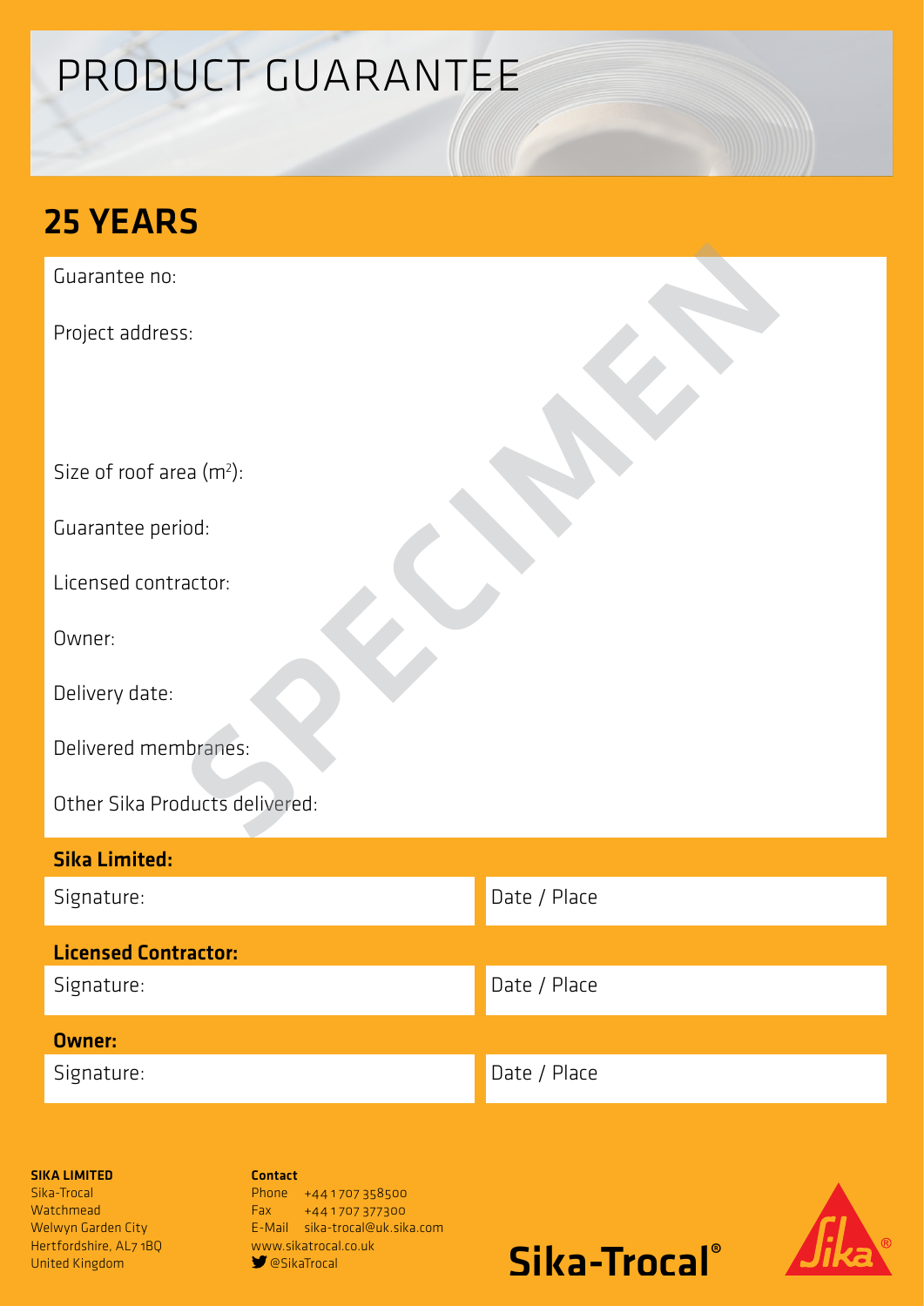# PRODUCT GUARANTEE

## 25 YEARS

Guarantee no:

Project address:

Size of roof area ($m^2$):

Guarantee period:

Licensed contractor:

Owner:

Delivery date:

Delivered membranes:

Other Sika Products delivered:

SPECIMEN

**Sika Limited:**

| Signature: | Date / Place |
|---|---|

**Licensed Contractor:**

| Signature: | Date / Place |
|---|---|

**Owner:**

| Signature: | Date / Place |
|---|---|

**SIKA LIMITED**
Sika-Trocal
Watchmead
Welwyn Garden City
Hertfordshire, AL7 1BQ
United Kingdom

**Contact**
Phone +44 1707 358500
Fax +44 1707 377300
E-Mail sika-trocal@uk.sika.com
www.sikatrocal.co.uk
@SikaTrocal

Sika-Trocal®

Sika®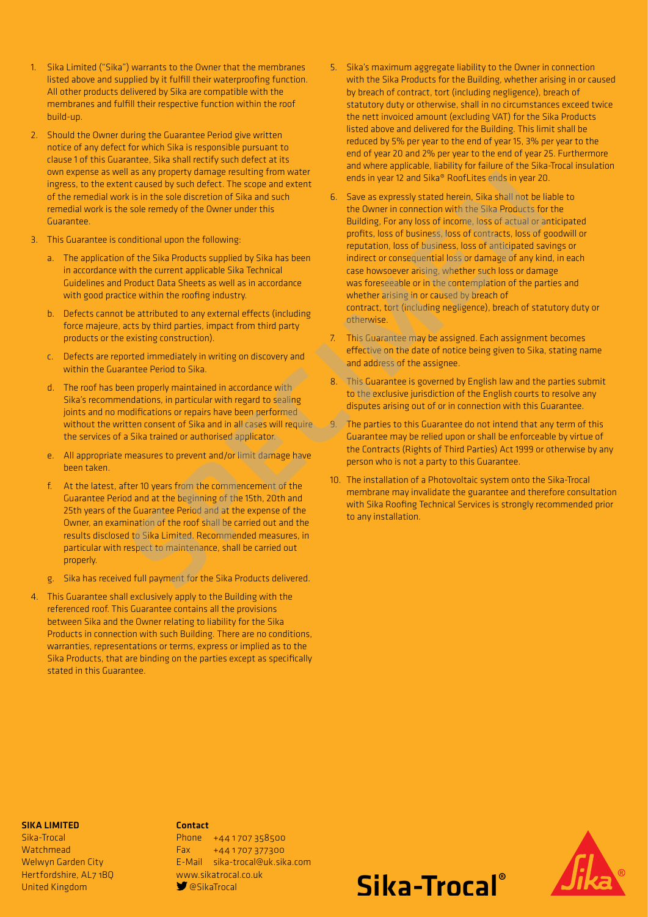1. Sika Limited ("Sika") warrants to the Owner that the membranes listed above and supplied by it fulfill their waterproofing function. All other products delivered by Sika are compatible with the membranes and fulfill their respective function within the roof build-up.
2. Should the Owner during the Guarantee Period give written notice of any defect for which Sika is responsible pursuant to clause 1 of this Guarantee, Sika shall rectify such defect at its own expense as well as any property damage resulting from water ingress, to the extent caused by such defect. The scope and extent of the remedial work is in the sole discretion of Sika and such remedial work is the sole remedy of the Owner under this Guarantee.
3. This Guarantee is conditional upon the following:
   a. The application of the Sika Products supplied by Sika has been in accordance with the current applicable Sika Technical Guidelines and Product Data Sheets as well as in accordance with good practice within the roofing industry.
   b. Defects cannot be attributed to any external effects (including force majeure, acts by third parties, impact from third party products or the existing construction).
   c. Defects are reported immediately in writing on discovery and within the Guarantee Period to Sika.
   d. The roof has been properly maintained in accordance with Sika's recommendations, in particular with regard to sealing joints and no modifications or repairs have been performed without the written consent of Sika and in all cases will require the services of a Sika trained or authorised applicator.
   e. All appropriate measures to prevent and/or limit damage have been taken.
   f. At the latest, after 10 years from the commencement of the Guarantee Period and at the beginning of the 15th, 20th and 25th years of the Guarantee Period and at the expense of the Owner, an examination of the roof shall be carried out and the results disclosed to Sika Limited. Recommended measures, in particular with respect to maintenance, shall be carried out properly.
   g. Sika has received full payment for the Sika Products delivered.
4. This Guarantee shall exclusively apply to the Building with the referenced roof. This Guarantee contains all the provisions between Sika and the Owner relating to liability for the Sika Products in connection with such Building. There are no conditions, warranties, representations or terms, express or implied as to the Sika Products, that are binding on the parties except as specifically stated in this Guarantee.
5. Sika's maximum aggregate liability to the Owner in connection with the Sika Products for the Building, whether arising in or caused by breach of contract, tort (including negligence), breach of statutory duty or otherwise, shall in no circumstances exceed twice the nett invoiced amount (excluding VAT) for the Sika Products listed above and delivered for the Building. This limit shall be reduced by 5% per year to the end of year 15, 3% per year to the end of year 20 and 2% per year to the end of year 25. Furthermore and where applicable, liability for failure of the Sika-Trocal insulation ends in year 12 and Sika® RoofLites ends in year 20.
6. Save as expressly stated herein, Sika shall not be liable to the Owner in connection with the Sika Products for the Building, For any loss of income, loss of actual or anticipated profits, loss of business, loss of contracts, loss of goodwill or reputation, loss of business, loss of anticipated savings or indirect or consequential loss or damage of any kind, in each case howsoever arising, whether such loss or damage was foreseeable or in the contemplation of the parties and whether arising in or caused by breach of contract, tort (including negligence), breach of statutory duty or otherwise.
7. This Guarantee may be assigned. Each assignment becomes effective on the date of notice being given to Sika, stating name and address of the assignee.
8. This Guarantee is governed by English law and the parties submit to the exclusive jurisdiction of the English courts to resolve any disputes arising out of or in connection with this Guarantee.
9. The parties to this Guarantee do not intend that any term of this Guarantee may be relied upon or shall be enforceable by virtue of the Contracts (Rights of Third Parties) Act 1999 or otherwise by any person who is not a party to this Guarantee.
10. The installation of a Photovoltaic system onto the Sika-Trocal membrane may invalidate the guarantee and therefore consultation with Sika Roofing Technical Services is strongly recommended prior to any installation.

**SIKA LIMITED**
Sika-Trocal
Watchmead
Welwyn Garden City
Hertfordshire, AL7 1BQ
United Kingdom

**Contact**
Phone +44 1707 358500
Fax +44 1707 377300
E-Mail sika-trocal@uk.sika.com
www.sikatrocal.co.uk
@SikaTrocal

Sika-Trocal®